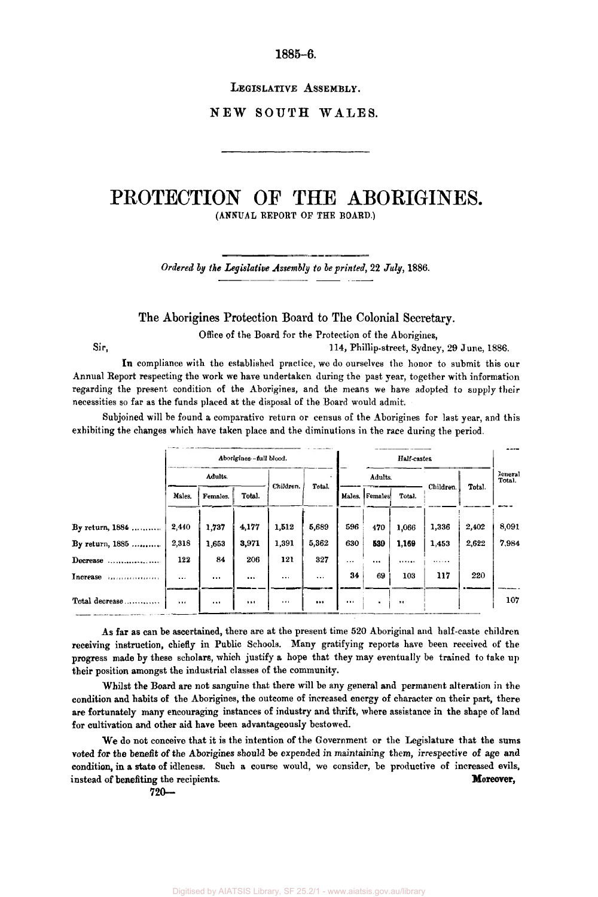1885-6.

LEGISLATIVE ASSEMBLY.

NEW SOUTH WALES.

# PROTECTION OF THE ABORIGINES.

(ANNUAL REPORT OF THE BOARD.)

*Ordered by the Legislative Assembly to be printed, 22 July, 1886.*

## The Aborigines Protection Board to The Colonial Secretary.

Office of the Board for the Protection of the Aborigines,
114, Phillip-street, Sydney, 29 June, 1886.

Sir,

In compliance with the established practice, we do ourselves the honor to submit this our Annual Report respecting the work we have undertaken during the past year, together with information regarding the present condition of the Aborigines, and the means we have adopted to supply their necessities so far as the funds placed at the disposal of the Board would admit.

Subjoined will be found a comparative return or census of the Aborigines for last year, and this exhibiting the changes which have taken place and the diminutions in the race during the period.

| | Aborigines—full blood. | | | | | Half-castes. | | | | | General Total. |
|---|---|---|---|---|---|---|---|---|---|---|---|
| | Adults. | | | Children. | Total. | Adults. | | | Children. | Total. | |
| | Males. | Females. | Total. | | | Males. | Females. | Total. | | | |
| By return, 1884 | 2,440 | 1,737 | 4,177 | 1,512 | 5,689 | 596 | 470 | 1,066 | 1,336 | 2,402 | 8,091 |
| By return, 1885 | 2,318 | 1,653 | 3,971 | 1,391 | 5,362 | 630 | 539 | 1,169 | 1,453 | 2,622 | 7,984 |
| Decrease | 122 | 84 | 206 | 121 | 327 | ... | ... | ...... | ...... | | |
| Increase | ... | ... | ... | ... | ... | 34 | 69 | 103 | 117 | 220 | |
| Total decrease | ... | ... | ... | ... | ... | ... | . | .. | | | 107 |

As far as can be ascertained, there are at the present time 520 Aboriginal and half-caste children receiving instruction, chiefly in Public Schools. Many gratifying reports have been received of the progress made by these scholars, which justify a hope that they may eventually be trained to take up their position amongst the industrial classes of the community.

Whilst the Board are not sanguine that there will be any general and permanent alteration in the condition and habits of the Aborigines, the outcome of increased energy of character on their part, there are fortunately many encouraging instances of industry and thrift, where assistance in the shape of land for cultivation and other aid have been advantageously bestowed.

We do not conceive that it is the intention of the Government or the Legislature that the sums voted for the benefit of the Aborigines should be expended in maintaining them, irrespective of age and condition, in a state of idleness. Such a course would, we consider, be productive of increased evils, instead of benefiting the recipients. Moreover,

720—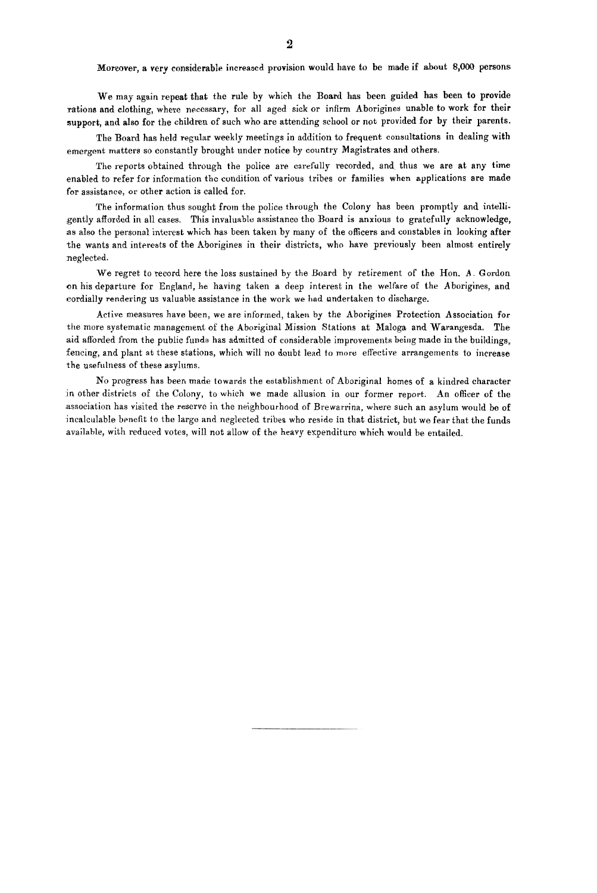Moreover, a very considerable increased provision would have to be made if about 8,000 persons

We may again repeat that the rule by which the Board has been guided has been to provide rations and clothing, where necessary, for all aged sick or infirm Aborigines unable to work for their support, and also for the children of such who are attending school or not provided for by their parents.

The Board has held regular weekly meetings in addition to frequent consultations in dealing with emergent matters so constantly brought under notice by country Magistrates and others.

The reports obtained through the police are carefully recorded, and thus we are at any time enabled to refer for information the condition of various tribes or families when applications are made for assistance, or other action is called for.

The information thus sought from the police through the Colony has been promptly and intelligently afforded in all cases. This invaluable assistance the Board is anxious to gratefully acknowledge, as also the personal interest which has been taken by many of the officers and constables in looking after the wants and interests of the Aborigines in their districts, who have previously been almost entirely neglected.

We regret to record here the loss sustained by the Board by retirement of the Hon. A. Gordon on his departure for England, he having taken a deep interest in the welfare of the Aborigines, and cordially rendering us valuable assistance in the work we had undertaken to discharge.

Active measures have been, we are informed, taken by the Aborigines Protection Association for the more systematic management of the Aboriginal Mission Stations at Maloga and Warangesda. The aid afforded from the public funds has admitted of considerable improvements being made in the buildings, fencing, and plant at these stations, which will no doubt lead to more effective arrangements to increase the usefulness of these asylums.

No progress has been made towards the establishment of Aboriginal homes of a kindred character in other districts of the Colony, to which we made allusion in our former report. An officer of the association has visited the reserve in the neighbourhood of Brewarrina, where such an asylum would be of incalculable benefit to the large and neglected tribes who reside in that district, but we fear that the funds available, with reduced votes, will not allow of the heavy expenditure which would be entailed.